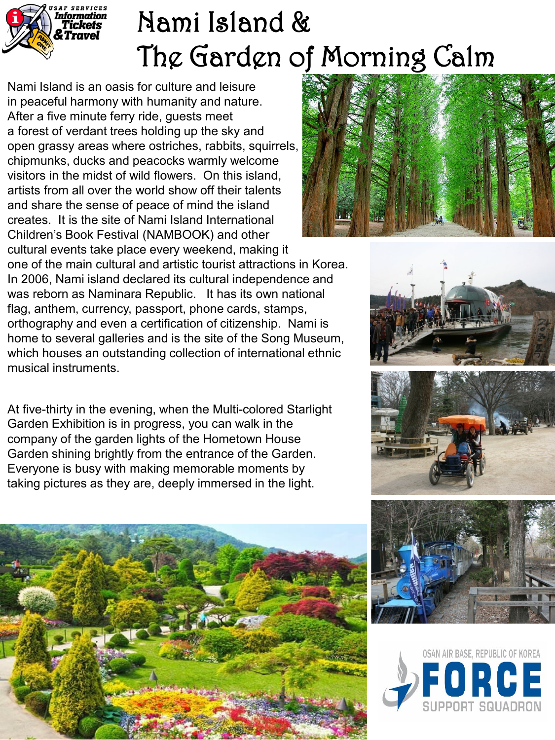# Nami Island & The Garden of Morning Calm

Nami Island is an oasis for culture and leisure in peaceful harmony with humanity and nature. After a five minute ferry ride, guests meet a forest of verdant trees holding up the sky and open grassy areas where ostriches, rabbits, squirrels, chipmunks, ducks and peacocks warmly welcome visitors in the midst of wild flowers. On this island, artists from all over the world show off their talents and share the sense of peace of mind the island creates. It is the site of Nami Island International Children's Book Festival (NAMBOOK) and other cultural events take place every weekend, making it one of the main cultural and artistic tourist attractions in Korea. In 2006, Nami island declared its cultural independence and was reborn as Naminara Republic. It has its own national flag, anthem, currency, passport, phone cards, stamps, orthography and even a certification of citizenship. Nami is home to several galleries and is the site of the Song Museum, which houses an outstanding collection of international ethnic musical instruments.

At five-thirty in the evening, when the Multi-colored Starlight Garden Exhibition is in progress, you can walk in the company of the garden lights of the Hometown House Garden shining brightly from the entrance of the Garden. Everyone is busy with making memorable moments by taking pictures as they are, deeply immersed in the light.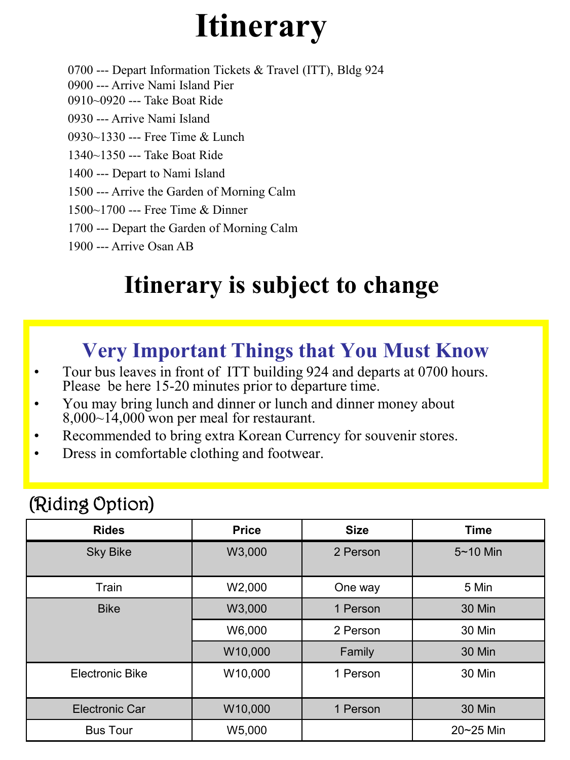# Itinerary

0700 --- Depart Information Tickets & Travel (ITT), Bldg 924
0900 --- Arrive Nami Island Pier
0910~0920 --- Take Boat Ride
0930 --- Arrive Nami Island
0930~1330 --- Free Time & Lunch
1340~1350 --- Take Boat Ride
1400 --- Depart to Nami Island
1500 --- Arrive the Garden of Morning Calm
1500~1700 --- Free Time & Dinner
1700 --- Depart the Garden of Morning Calm
1900 --- Arrive Osan AB

## Itinerary is subject to change

### Very Important Things that You Must Know

- Tour bus leaves in front of ITT building 924 and departs at 0700 hours. Please be here 15-20 minutes prior to departure time.
- You may bring lunch and dinner or lunch and dinner money about 8,000~14,000 won per meal for restaurant.
- Recommended to bring extra Korean Currency for souvenir stores.
- Dress in comfortable clothing and footwear.

(Riding Option)

| Rides | Price | Size | Time |
|---|---|---|---|
| Sky Bike | W3,000 | 2 Person | 5~10 Min |
| Train | W2,000 | One way | 5 Min |
| Bike | W3,000 | 1 Person | 30 Min |
| | W6,000 | 2 Person | 30 Min |
| | W10,000 | Family | 30 Min |
| Electronic Bike | W10,000 | 1 Person | 30 Min |
| Electronic Car | W10,000 | 1 Person | 30 Min |
| Bus Tour | W5,000 | | 20~25 Min |